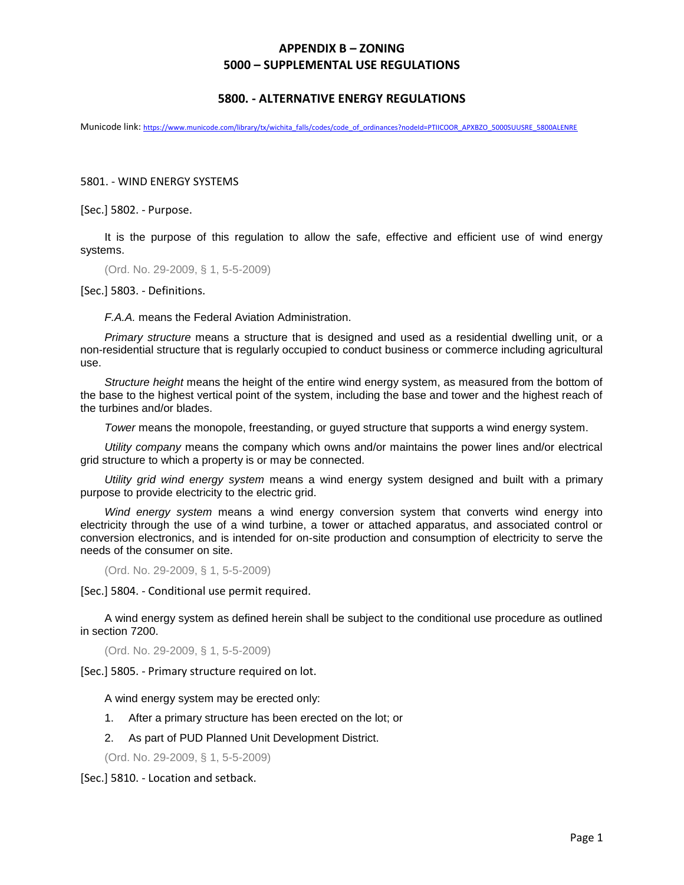# APPENDIX B – ZONING
# 5000 – SUPPLEMENTAL USE REGULATIONS

## 5800. - ALTERNATIVE ENERGY REGULATIONS

Municode link: https://www.municode.com/library/tx/wichita_falls/codes/code_of_ordinances?nodeId=PTIICOOR_APXBZO_5000SUUSRE_5800ALENRE

5801. - WIND ENERGY SYSTEMS

[Sec.] 5802. - Purpose.

It is the purpose of this regulation to allow the safe, effective and efficient use of wind energy systems.

(Ord. No. 29-2009, § 1, 5-5-2009)

[Sec.] 5803. - Definitions.

*F.A.A.* means the Federal Aviation Administration.

*Primary structure* means a structure that is designed and used as a residential dwelling unit, or a non-residential structure that is regularly occupied to conduct business or commerce including agricultural use.

*Structure height* means the height of the entire wind energy system, as measured from the bottom of the base to the highest vertical point of the system, including the base and tower and the highest reach of the turbines and/or blades.

*Tower* means the monopole, freestanding, or guyed structure that supports a wind energy system.

*Utility company* means the company which owns and/or maintains the power lines and/or electrical grid structure to which a property is or may be connected.

*Utility grid wind energy system* means a wind energy system designed and built with a primary purpose to provide electricity to the electric grid.

*Wind energy system* means a wind energy conversion system that converts wind energy into electricity through the use of a wind turbine, a tower or attached apparatus, and associated control or conversion electronics, and is intended for on-site production and consumption of electricity to serve the needs of the consumer on site.

(Ord. No. 29-2009, § 1, 5-5-2009)

[Sec.] 5804. - Conditional use permit required.

A wind energy system as defined herein shall be subject to the conditional use procedure as outlined in section 7200.

(Ord. No. 29-2009, § 1, 5-5-2009)

[Sec.] 5805. - Primary structure required on lot.

A wind energy system may be erected only:

1. After a primary structure has been erected on the lot; or
2. As part of PUD Planned Unit Development District.

(Ord. No. 29-2009, § 1, 5-5-2009)

[Sec.] 5810. - Location and setback.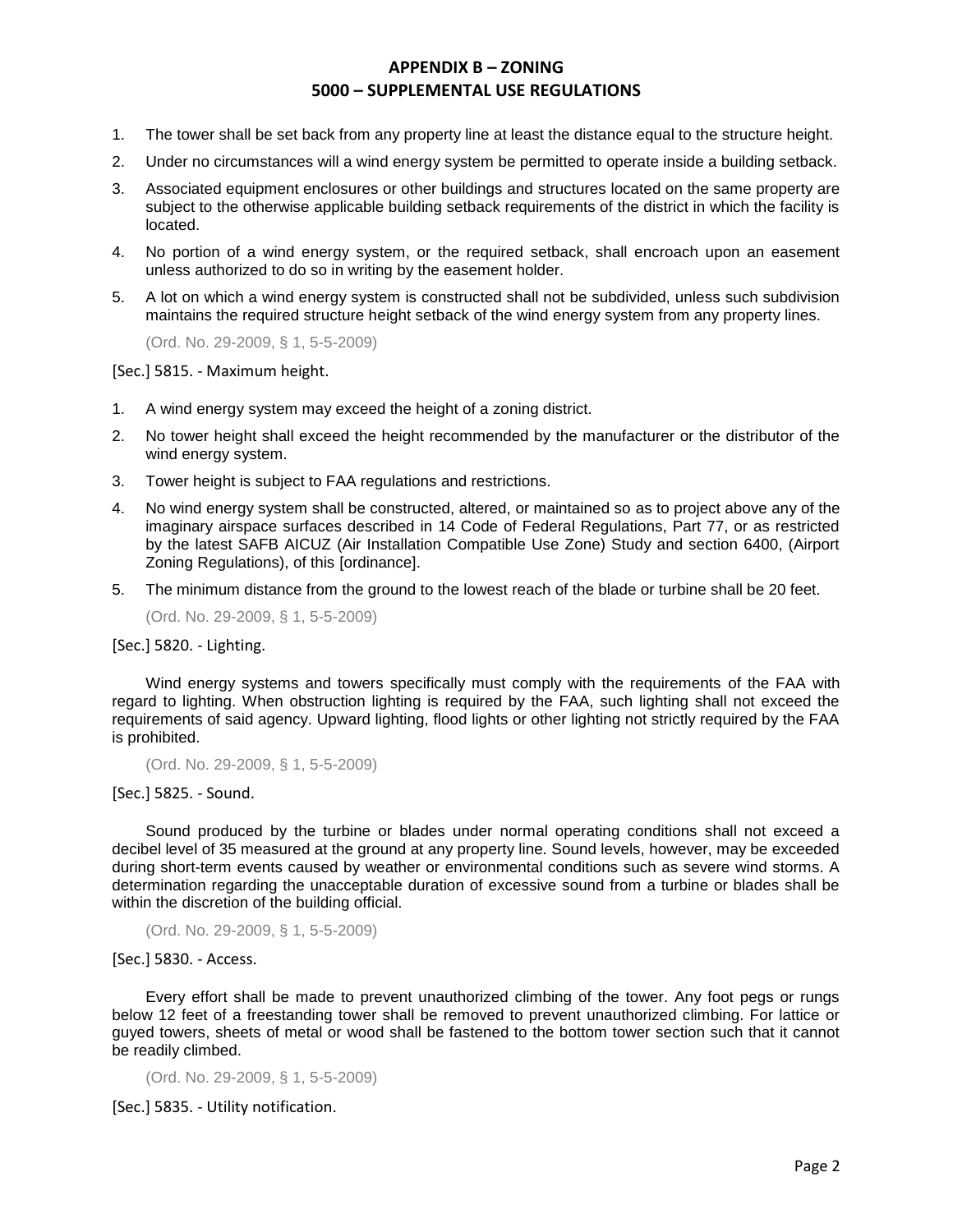1. The tower shall be set back from any property line at least the distance equal to the structure height.
2. Under no circumstances will a wind energy system be permitted to operate inside a building setback.
3. Associated equipment enclosures or other buildings and structures located on the same property are subject to the otherwise applicable building setback requirements of the district in which the facility is located.
4. No portion of a wind energy system, or the required setback, shall encroach upon an easement unless authorized to do so in writing by the easement holder.
5. A lot on which a wind energy system is constructed shall not be subdivided, unless such subdivision maintains the required structure height setback of the wind energy system from any property lines.

(Ord. No. 29-2009, § 1, 5-5-2009)

[Sec.] 5815. - Maximum height.

1. A wind energy system may exceed the height of a zoning district.
2. No tower height shall exceed the height recommended by the manufacturer or the distributor of the wind energy system.
3. Tower height is subject to FAA regulations and restrictions.
4. No wind energy system shall be constructed, altered, or maintained so as to project above any of the imaginary airspace surfaces described in 14 Code of Federal Regulations, Part 77, or as restricted by the latest SAFB AICUZ (Air Installation Compatible Use Zone) Study and section 6400, (Airport Zoning Regulations), of this [ordinance].
5. The minimum distance from the ground to the lowest reach of the blade or turbine shall be 20 feet.

(Ord. No. 29-2009, § 1, 5-5-2009)

[Sec.] 5820. - Lighting.

Wind energy systems and towers specifically must comply with the requirements of the FAA with regard to lighting. When obstruction lighting is required by the FAA, such lighting shall not exceed the requirements of said agency. Upward lighting, flood lights or other lighting not strictly required by the FAA is prohibited.

(Ord. No. 29-2009, § 1, 5-5-2009)

[Sec.] 5825. - Sound.

Sound produced by the turbine or blades under normal operating conditions shall not exceed a decibel level of 35 measured at the ground at any property line. Sound levels, however, may be exceeded during short-term events caused by weather or environmental conditions such as severe wind storms. A determination regarding the unacceptable duration of excessive sound from a turbine or blades shall be within the discretion of the building official.

(Ord. No. 29-2009, § 1, 5-5-2009)

[Sec.] 5830. - Access.

Every effort shall be made to prevent unauthorized climbing of the tower. Any foot pegs or rungs below 12 feet of a freestanding tower shall be removed to prevent unauthorized climbing. For lattice or guyed towers, sheets of metal or wood shall be fastened to the bottom tower section such that it cannot be readily climbed.

(Ord. No. 29-2009, § 1, 5-5-2009)

[Sec.] 5835. - Utility notification.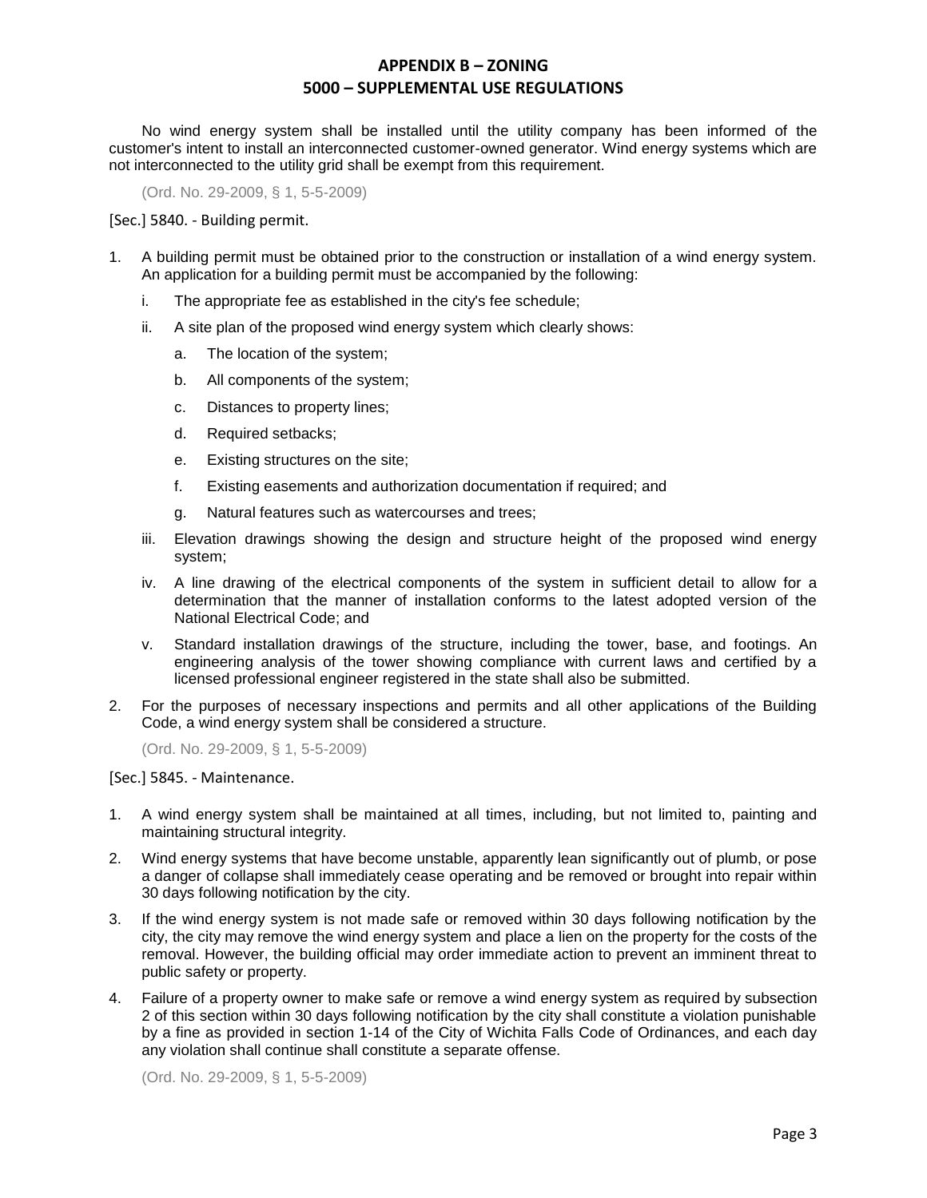No wind energy system shall be installed until the utility company has been informed of the customer's intent to install an interconnected customer-owned generator. Wind energy systems which are not interconnected to the utility grid shall be exempt from this requirement.

(Ord. No. 29-2009, § 1, 5-5-2009)

[Sec.] 5840. - Building permit.

1. A building permit must be obtained prior to the construction or installation of a wind energy system. An application for a building permit must be accompanied by the following:
   - i. The appropriate fee as established in the city's fee schedule;
   - ii. A site plan of the proposed wind energy system which clearly shows:
     - a. The location of the system;
     - b. All components of the system;
     - c. Distances to property lines;
     - d. Required setbacks;
     - e. Existing structures on the site;
     - f. Existing easements and authorization documentation if required; and
     - g. Natural features such as watercourses and trees;
   - iii. Elevation drawings showing the design and structure height of the proposed wind energy system;
   - iv. A line drawing of the electrical components of the system in sufficient detail to allow for a determination that the manner of installation conforms to the latest adopted version of the National Electrical Code; and
   - v. Standard installation drawings of the structure, including the tower, base, and footings. An engineering analysis of the tower showing compliance with current laws and certified by a licensed professional engineer registered in the state shall also be submitted.
2. For the purposes of necessary inspections and permits and all other applications of the Building Code, a wind energy system shall be considered a structure.

(Ord. No. 29-2009, § 1, 5-5-2009)

[Sec.] 5845. - Maintenance.

1. A wind energy system shall be maintained at all times, including, but not limited to, painting and maintaining structural integrity.
2. Wind energy systems that have become unstable, apparently lean significantly out of plumb, or pose a danger of collapse shall immediately cease operating and be removed or brought into repair within 30 days following notification by the city.
3. If the wind energy system is not made safe or removed within 30 days following notification by the city, the city may remove the wind energy system and place a lien on the property for the costs of the removal. However, the building official may order immediate action to prevent an imminent threat to public safety or property.
4. Failure of a property owner to make safe or remove a wind energy system as required by subsection 2 of this section within 30 days following notification by the city shall constitute a violation punishable by a fine as provided in section 1-14 of the City of Wichita Falls Code of Ordinances, and each day any violation shall continue shall constitute a separate offense.

(Ord. No. 29-2009, § 1, 5-5-2009)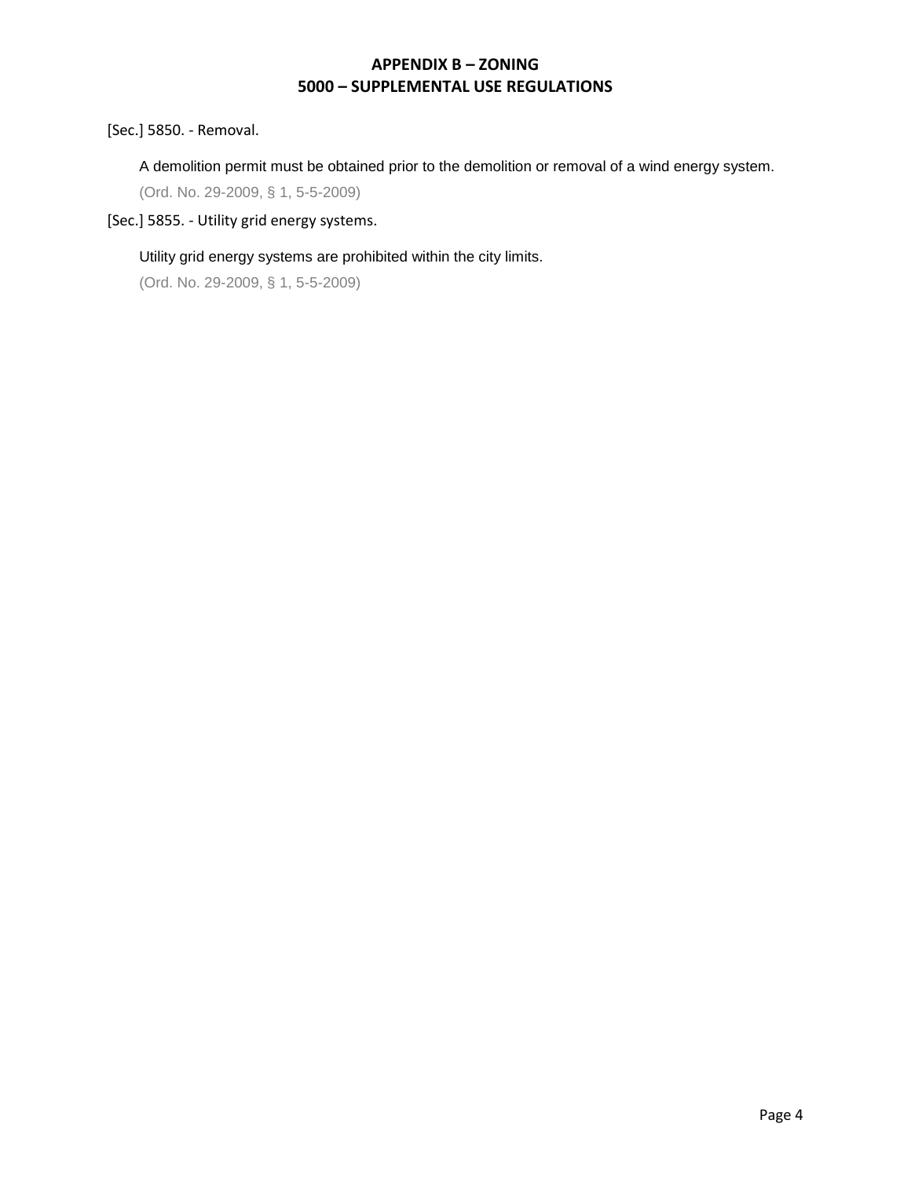[Sec.] 5850. - Removal.

A demolition permit must be obtained prior to the demolition or removal of a wind energy system.

(Ord. No. 29-2009, § 1, 5-5-2009)

[Sec.] 5855. - Utility grid energy systems.

Utility grid energy systems are prohibited within the city limits.

(Ord. No. 29-2009, § 1, 5-5-2009)